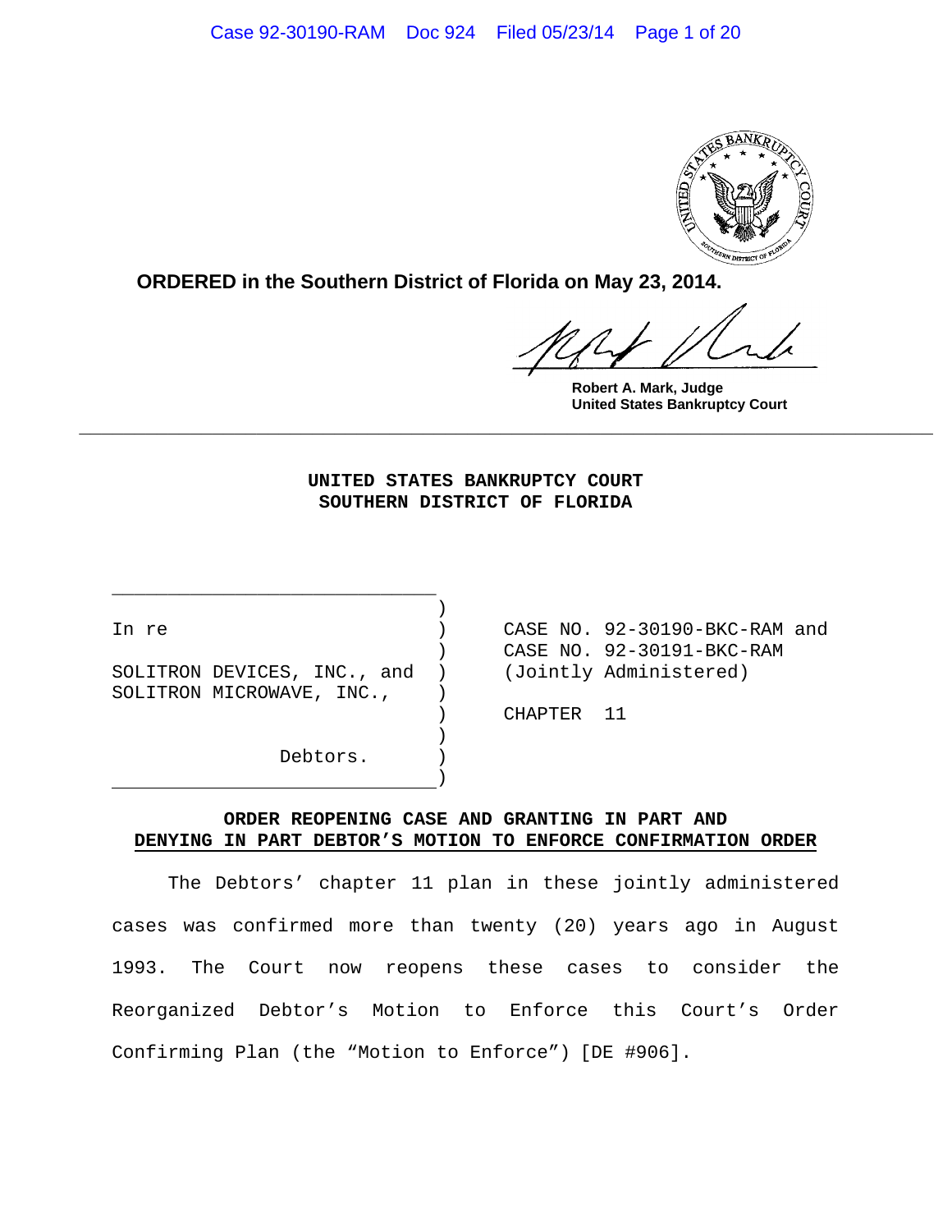**ORDERED in the Southern District of Florida on May 23, 2014.**

**Robert A. Mark, Judge**
**United States Bankruptcy Court**

---

**UNITED STATES BANKRUPTCY COURT**
**SOUTHERN DISTRICT OF FLORIDA**

In re

SOLITRON DEVICES, INC., and
SOLITRON MICROWAVE, INC.,

Debtors.

CASE NO. 92-30190-BKC-RAM and
CASE NO. 92-30191-BKC-RAM
(Jointly Administered)

CHAPTER 11

**ORDER REOPENING CASE AND GRANTING IN PART AND DENYING IN PART DEBTOR'S MOTION TO ENFORCE CONFIRMATION ORDER**

The Debtors' chapter 11 plan in these jointly administered cases was confirmed more than twenty (20) years ago in August 1993. The Court now reopens these cases to consider the Reorganized Debtor's Motion to Enforce this Court's Order Confirming Plan (the "Motion to Enforce") [DE #906].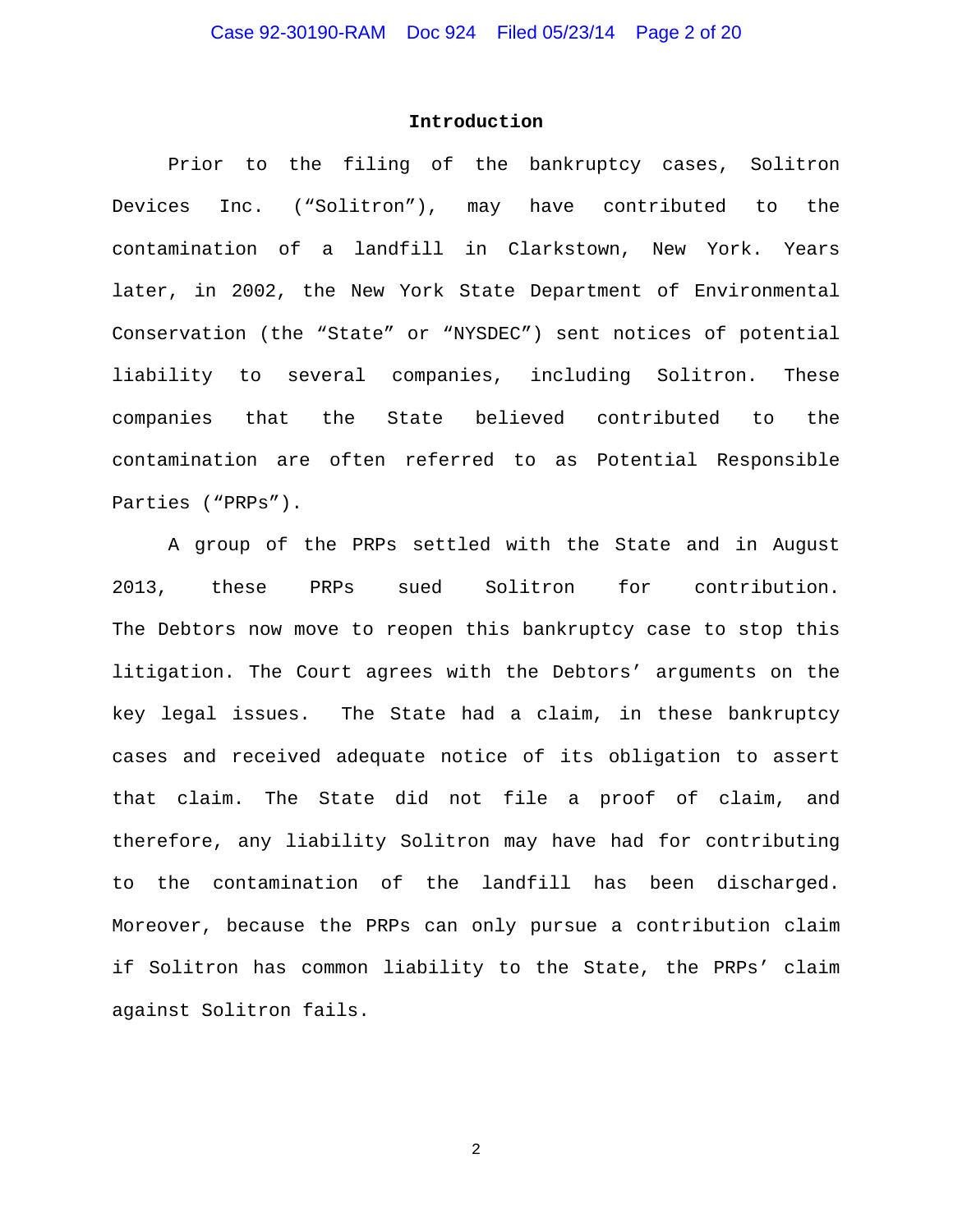## Introduction

Prior to the filing of the bankruptcy cases, Solitron Devices Inc. ("Solitron"), may have contributed to the contamination of a landfill in Clarkstown, New York. Years later, in 2002, the New York State Department of Environmental Conservation (the "State" or "NYSDEC") sent notices of potential liability to several companies, including Solitron. These companies that the State believed contributed to the contamination are often referred to as Potential Responsible Parties ("PRPs").

A group of the PRPs settled with the State and in August 2013, these PRPs sued Solitron for contribution. The Debtors now move to reopen this bankruptcy case to stop this litigation. The Court agrees with the Debtors' arguments on the key legal issues. The State had a claim, in these bankruptcy cases and received adequate notice of its obligation to assert that claim. The State did not file a proof of claim, and therefore, any liability Solitron may have had for contributing to the contamination of the landfill has been discharged. Moreover, because the PRPs can only pursue a contribution claim if Solitron has common liability to the State, the PRPs' claim against Solitron fails.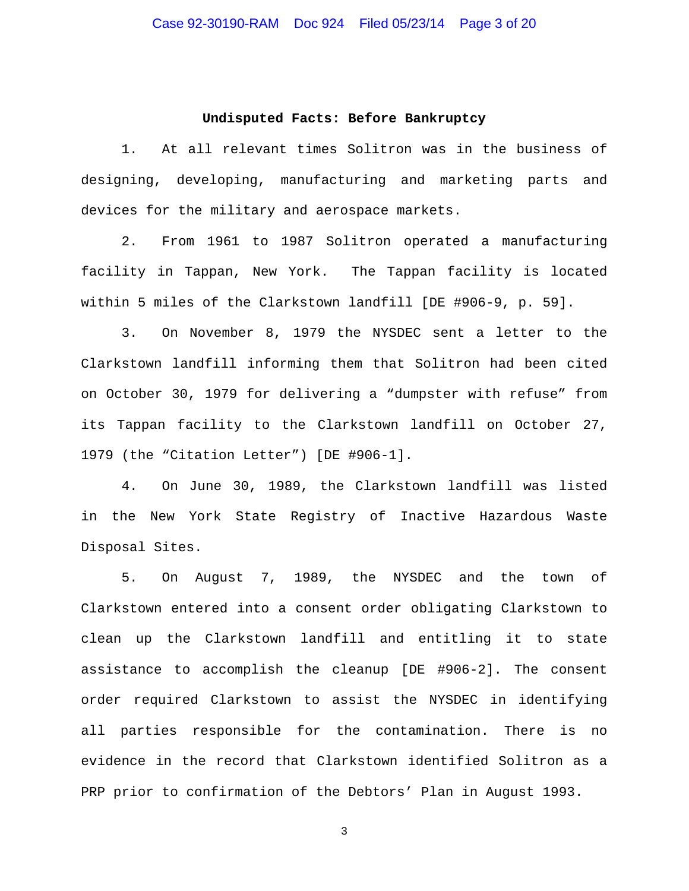## Undisputed Facts: Before Bankruptcy

1. At all relevant times Solitron was in the business of designing, developing, manufacturing and marketing parts and devices for the military and aerospace markets.

2. From 1961 to 1987 Solitron operated a manufacturing facility in Tappan, New York. The Tappan facility is located within 5 miles of the Clarkstown landfill [DE #906-9, p. 59].

3. On November 8, 1979 the NYSDEC sent a letter to the Clarkstown landfill informing them that Solitron had been cited on October 30, 1979 for delivering a "dumpster with refuse" from its Tappan facility to the Clarkstown landfill on October 27, 1979 (the "Citation Letter") [DE #906-1].

4. On June 30, 1989, the Clarkstown landfill was listed in the New York State Registry of Inactive Hazardous Waste Disposal Sites.

5. On August 7, 1989, the NYSDEC and the town of Clarkstown entered into a consent order obligating Clarkstown to clean up the Clarkstown landfill and entitling it to state assistance to accomplish the cleanup [DE #906-2]. The consent order required Clarkstown to assist the NYSDEC in identifying all parties responsible for the contamination. There is no evidence in the record that Clarkstown identified Solitron as a PRP prior to confirmation of the Debtors' Plan in August 1993.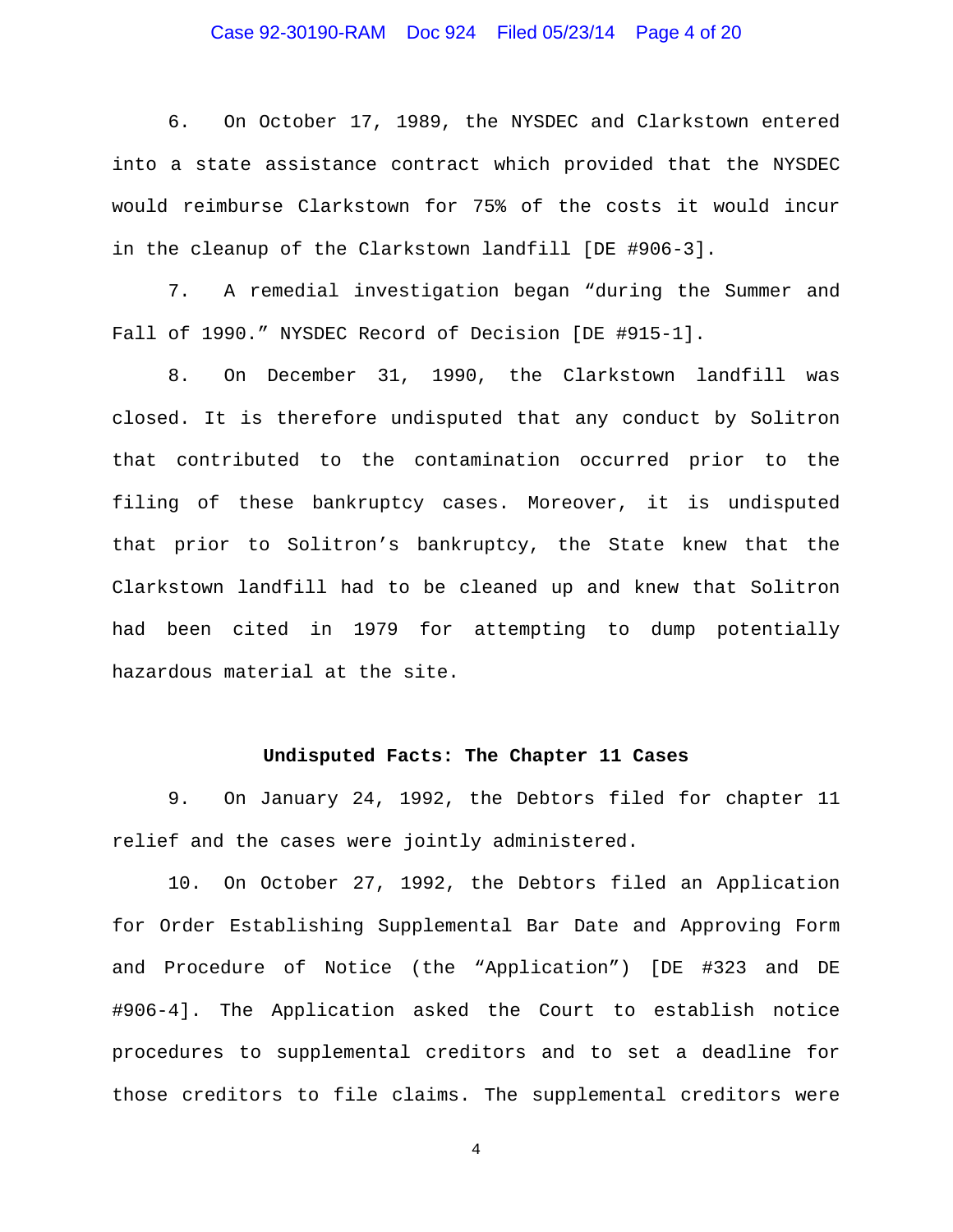6. On October 17, 1989, the NYSDEC and Clarkstown entered into a state assistance contract which provided that the NYSDEC would reimburse Clarkstown for 75% of the costs it would incur in the cleanup of the Clarkstown landfill [DE #906-3].

7. A remedial investigation began "during the Summer and Fall of 1990." NYSDEC Record of Decision [DE #915-1].

8. On December 31, 1990, the Clarkstown landfill was closed. It is therefore undisputed that any conduct by Solitron that contributed to the contamination occurred prior to the filing of these bankruptcy cases. Moreover, it is undisputed that prior to Solitron's bankruptcy, the State knew that the Clarkstown landfill had to be cleaned up and knew that Solitron had been cited in 1979 for attempting to dump potentially hazardous material at the site.

**Undisputed Facts: The Chapter 11 Cases**

9. On January 24, 1992, the Debtors filed for chapter 11 relief and the cases were jointly administered.

10. On October 27, 1992, the Debtors filed an Application for Order Establishing Supplemental Bar Date and Approving Form and Procedure of Notice (the "Application") [DE #323 and DE #906-4]. The Application asked the Court to establish notice procedures to supplemental creditors and to set a deadline for those creditors to file claims. The supplemental creditors were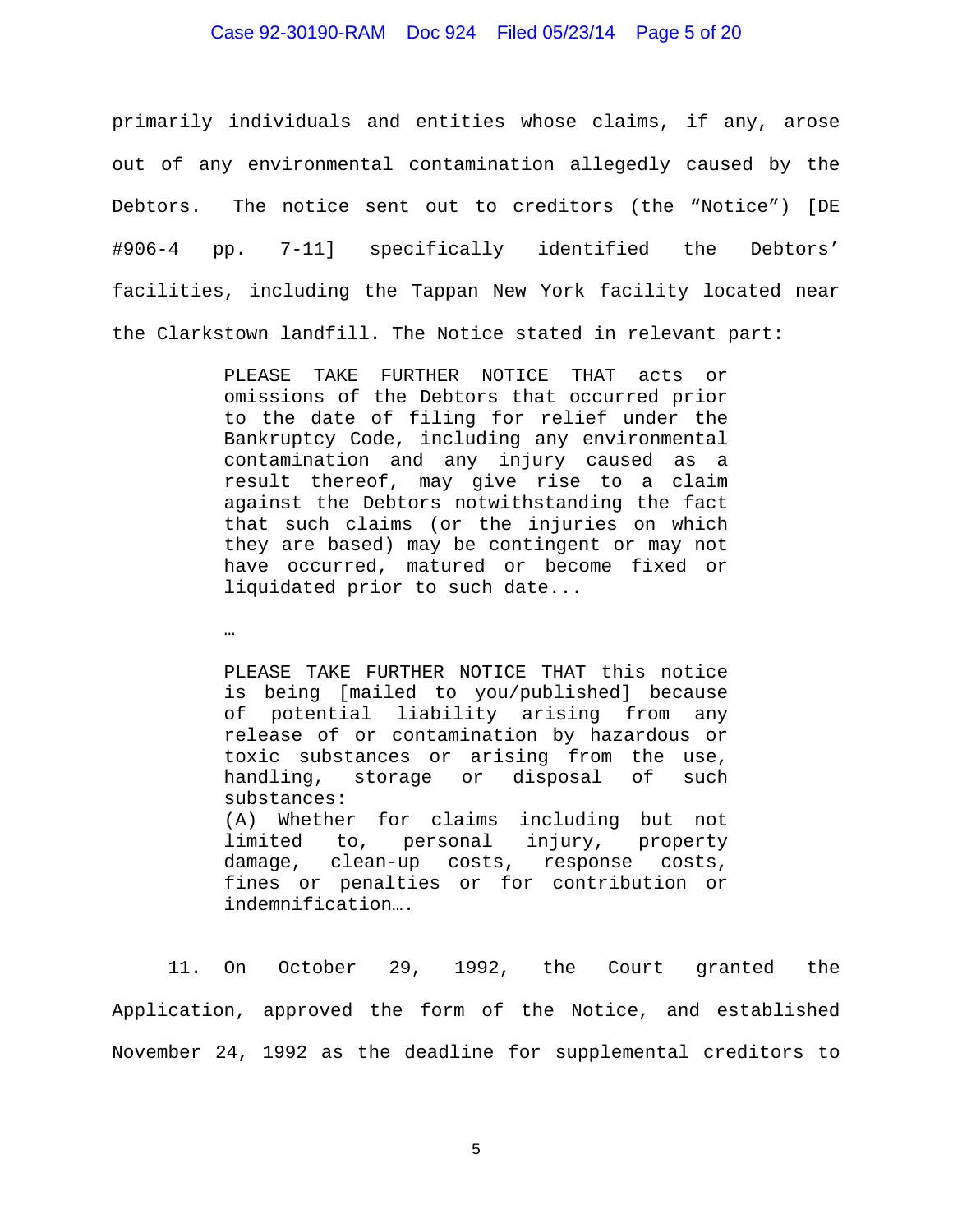primarily individuals and entities whose claims, if any, arose out of any environmental contamination allegedly caused by the Debtors. The notice sent out to creditors (the "Notice") [DE #906-4 pp. 7-11] specifically identified the Debtors' facilities, including the Tappan New York facility located near the Clarkstown landfill. The Notice stated in relevant part:

> PLEASE TAKE FURTHER NOTICE THAT acts or omissions of the Debtors that occurred prior to the date of filing for relief under the Bankruptcy Code, including any environmental contamination and any injury caused as a result thereof, may give rise to a claim against the Debtors notwithstanding the fact that such claims (or the injuries on which they are based) may be contingent or may not have occurred, matured or become fixed or liquidated prior to such date...
>
> …
>
> PLEASE TAKE FURTHER NOTICE THAT this notice is being [mailed to you/published] because of potential liability arising from any release of or contamination by hazardous or toxic substances or arising from the use, handling, storage or disposal of such substances:
> (A) Whether for claims including but not limited to, personal injury, property damage, clean-up costs, response costs, fines or penalties or for contribution or indemnification….

11. On October 29, 1992, the Court granted the Application, approved the form of the Notice, and established November 24, 1992 as the deadline for supplemental creditors to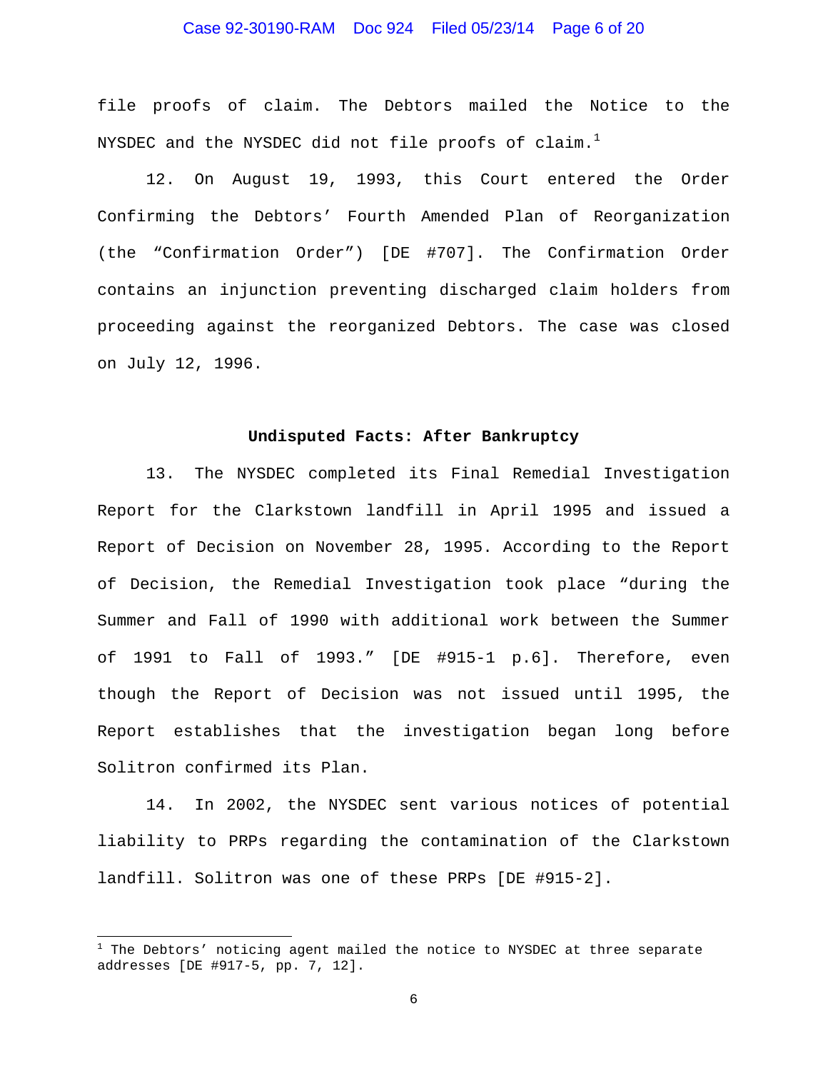file proofs of claim. The Debtors mailed the Notice to the NYSDEC and the NYSDEC did not file proofs of claim.[1]

12. On August 19, 1993, this Court entered the Order Confirming the Debtors' Fourth Amended Plan of Reorganization (the "Confirmation Order") [DE #707]. The Confirmation Order contains an injunction preventing discharged claim holders from proceeding against the reorganized Debtors. The case was closed on July 12, 1996.

**Undisputed Facts: After Bankruptcy**

13. The NYSDEC completed its Final Remedial Investigation Report for the Clarkstown landfill in April 1995 and issued a Report of Decision on November 28, 1995. According to the Report of Decision, the Remedial Investigation took place "during the Summer and Fall of 1990 with additional work between the Summer of 1991 to Fall of 1993." [DE #915-1 p.6]. Therefore, even though the Report of Decision was not issued until 1995, the Report establishes that the investigation began long before Solitron confirmed its Plan.

14. In 2002, the NYSDEC sent various notices of potential liability to PRPs regarding the contamination of the Clarkstown landfill. Solitron was one of these PRPs [DE #915-2].

---

[1] The Debtors' noticing agent mailed the notice to NYSDEC at three separate addresses [DE #917-5, pp. 7, 12].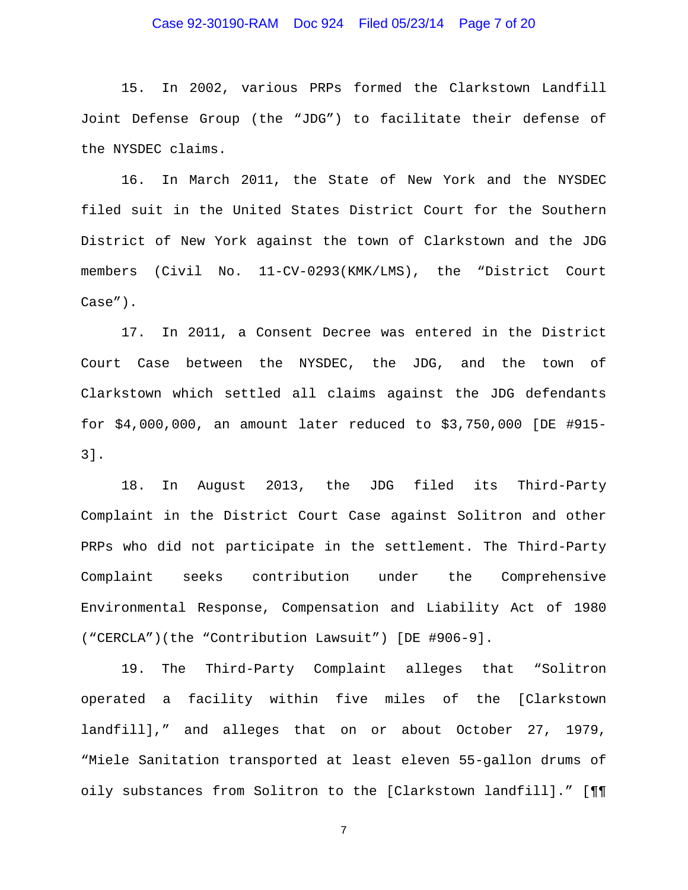15. In 2002, various PRPs formed the Clarkstown Landfill Joint Defense Group (the "JDG") to facilitate their defense of the NYSDEC claims.

16. In March 2011, the State of New York and the NYSDEC filed suit in the United States District Court for the Southern District of New York against the town of Clarkstown and the JDG members (Civil No. 11-CV-0293(KMK/LMS), the "District Court Case").

17. In 2011, a Consent Decree was entered in the District Court Case between the NYSDEC, the JDG, and the town of Clarkstown which settled all claims against the JDG defendants for $4,000,000, an amount later reduced to $3,750,000 [DE #915-3].

18. In August 2013, the JDG filed its Third-Party Complaint in the District Court Case against Solitron and other PRPs who did not participate in the settlement. The Third-Party Complaint seeks contribution under the Comprehensive Environmental Response, Compensation and Liability Act of 1980 ("CERCLA")(the "Contribution Lawsuit") [DE #906-9].

19. The Third-Party Complaint alleges that "Solitron operated a facility within five miles of the [Clarkstown landfill]," and alleges that on or about October 27, 1979, "Miele Sanitation transported at least eleven 55-gallon drums of oily substances from Solitron to the [Clarkstown landfill]." [¶¶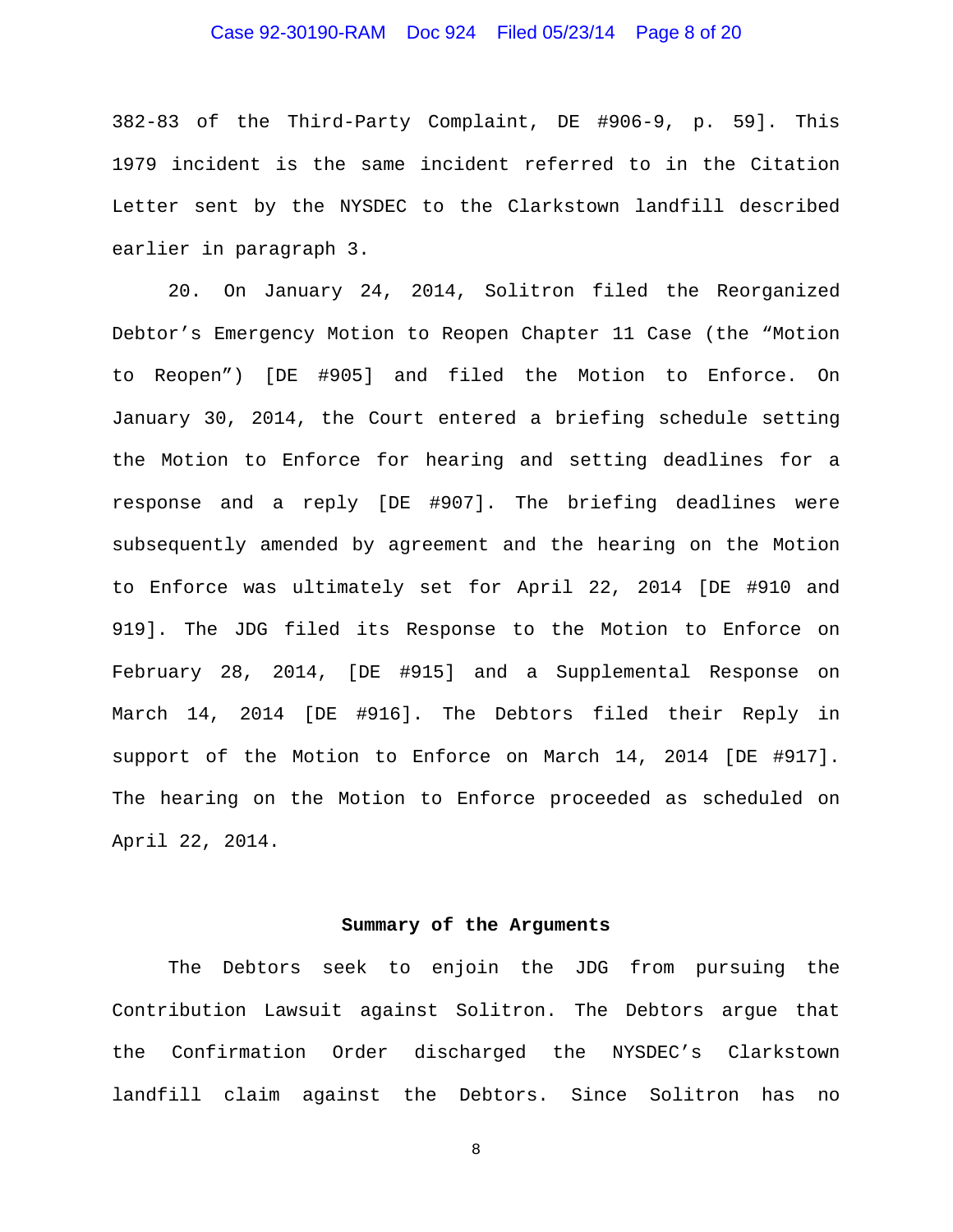382-83 of the Third-Party Complaint, DE #906-9, p. 59]. This 1979 incident is the same incident referred to in the Citation Letter sent by the NYSDEC to the Clarkstown landfill described earlier in paragraph 3.

20. On January 24, 2014, Solitron filed the Reorganized Debtor's Emergency Motion to Reopen Chapter 11 Case (the "Motion to Reopen") [DE #905] and filed the Motion to Enforce. On January 30, 2014, the Court entered a briefing schedule setting the Motion to Enforce for hearing and setting deadlines for a response and a reply [DE #907]. The briefing deadlines were subsequently amended by agreement and the hearing on the Motion to Enforce was ultimately set for April 22, 2014 [DE #910 and 919]. The JDG filed its Response to the Motion to Enforce on February 28, 2014, [DE #915] and a Supplemental Response on March 14, 2014 [DE #916]. The Debtors filed their Reply in support of the Motion to Enforce on March 14, 2014 [DE #917]. The hearing on the Motion to Enforce proceeded as scheduled on April 22, 2014.

**Summary of the Arguments**

The Debtors seek to enjoin the JDG from pursuing the Contribution Lawsuit against Solitron. The Debtors argue that the Confirmation Order discharged the NYSDEC's Clarkstown landfill claim against the Debtors. Since Solitron has no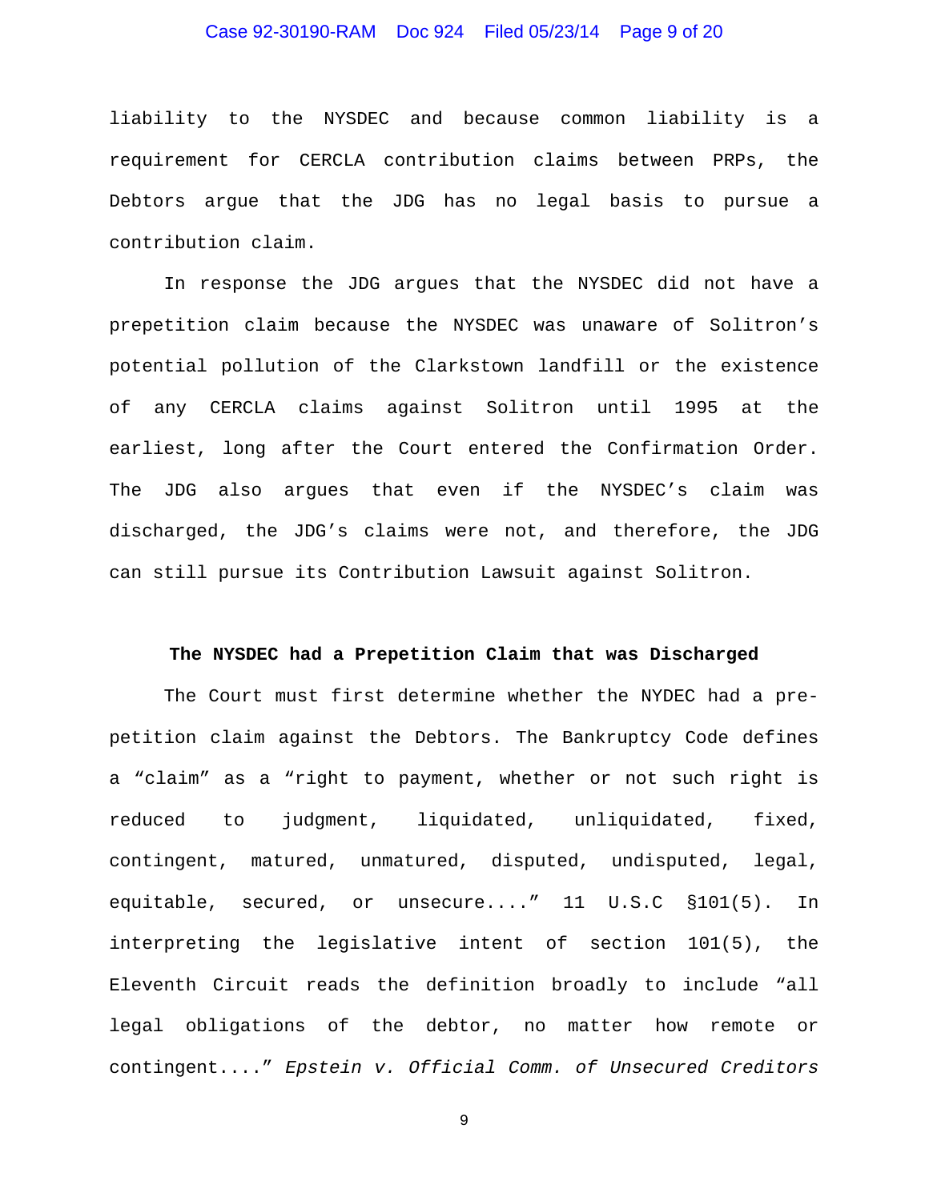liability to the NYSDEC and because common liability is a requirement for CERCLA contribution claims between PRPs, the Debtors argue that the JDG has no legal basis to pursue a contribution claim.

In response the JDG argues that the NYSDEC did not have a prepetition claim because the NYSDEC was unaware of Solitron's potential pollution of the Clarkstown landfill or the existence of any CERCLA claims against Solitron until 1995 at the earliest, long after the Court entered the Confirmation Order. The JDG also argues that even if the NYSDEC's claim was discharged, the JDG's claims were not, and therefore, the JDG can still pursue its Contribution Lawsuit against Solitron.

**The NYSDEC had a Prepetition Claim that was Discharged**

The Court must first determine whether the NYDEC had a pre-petition claim against the Debtors. The Bankruptcy Code defines a "claim" as a "right to payment, whether or not such right is reduced to judgment, liquidated, unliquidated, fixed, contingent, matured, unmatured, disputed, undisputed, legal, equitable, secured, or unsecure...." 11 U.S.C §101(5). In interpreting the legislative intent of section 101(5), the Eleventh Circuit reads the definition broadly to include "all legal obligations of the debtor, no matter how remote or contingent...." *Epstein v. Official Comm. of Unsecured Creditors*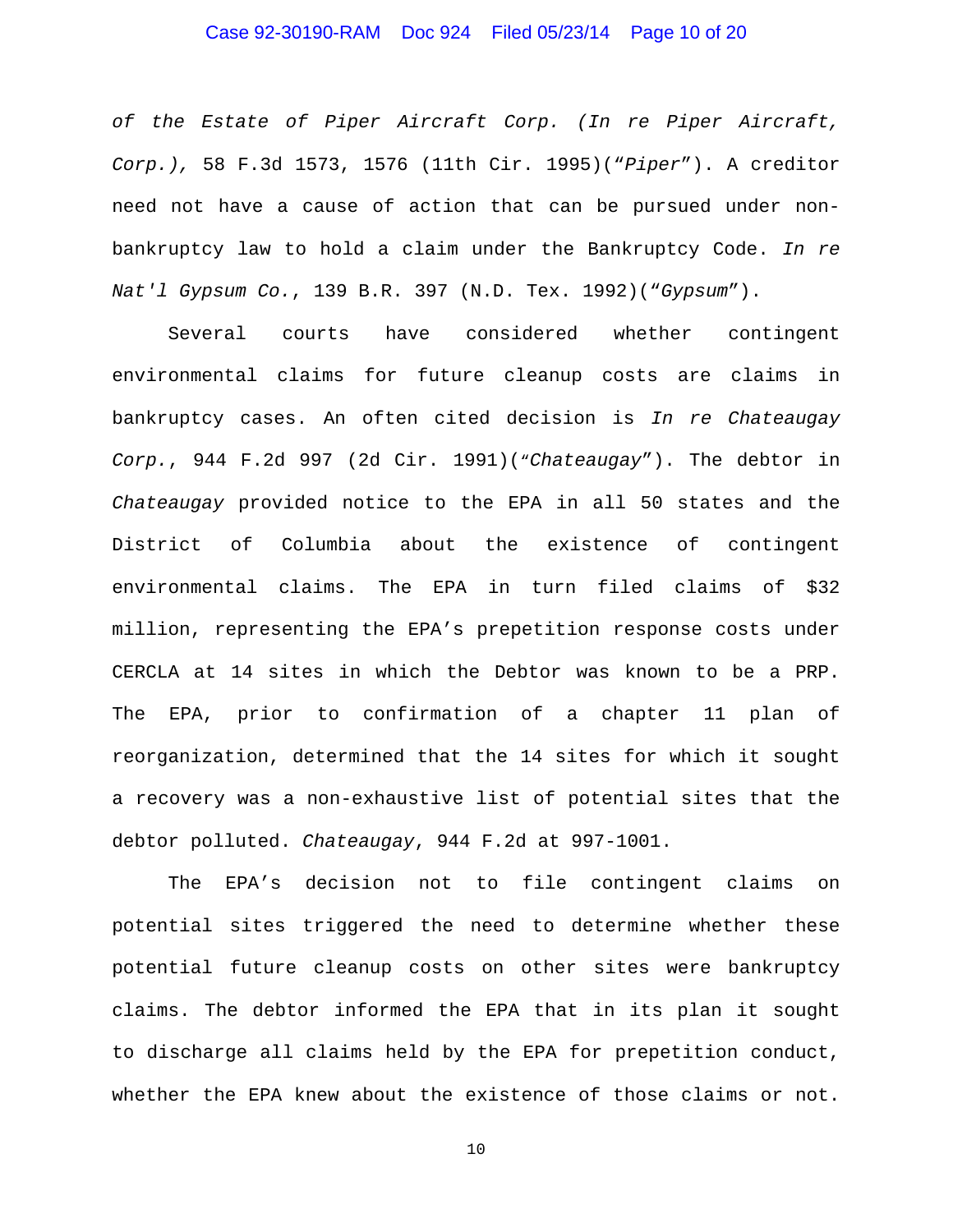*of the Estate of Piper Aircraft Corp. (In re Piper Aircraft, Corp.),* 58 F.3d 1573, 1576 (11th Cir. 1995)("*Piper*"). A creditor need not have a cause of action that can be pursued under non-bankruptcy law to hold a claim under the Bankruptcy Code. *In re Nat'l Gypsum Co.*, 139 B.R. 397 (N.D. Tex. 1992)("*Gypsum*").

Several courts have considered whether contingent environmental claims for future cleanup costs are claims in bankruptcy cases. An often cited decision is *In re Chateaugay Corp.*, 944 F.2d 997 (2d Cir. 1991)("*Chateaugay*"). The debtor in *Chateaugay* provided notice to the EPA in all 50 states and the District of Columbia about the existence of contingent environmental claims. The EPA in turn filed claims of $32 million, representing the EPA's prepetition response costs under CERCLA at 14 sites in which the Debtor was known to be a PRP. The EPA, prior to confirmation of a chapter 11 plan of reorganization, determined that the 14 sites for which it sought a recovery was a non-exhaustive list of potential sites that the debtor polluted. *Chateaugay*, 944 F.2d at 997-1001.

The EPA's decision not to file contingent claims on potential sites triggered the need to determine whether these potential future cleanup costs on other sites were bankruptcy claims. The debtor informed the EPA that in its plan it sought to discharge all claims held by the EPA for prepetition conduct, whether the EPA knew about the existence of those claims or not.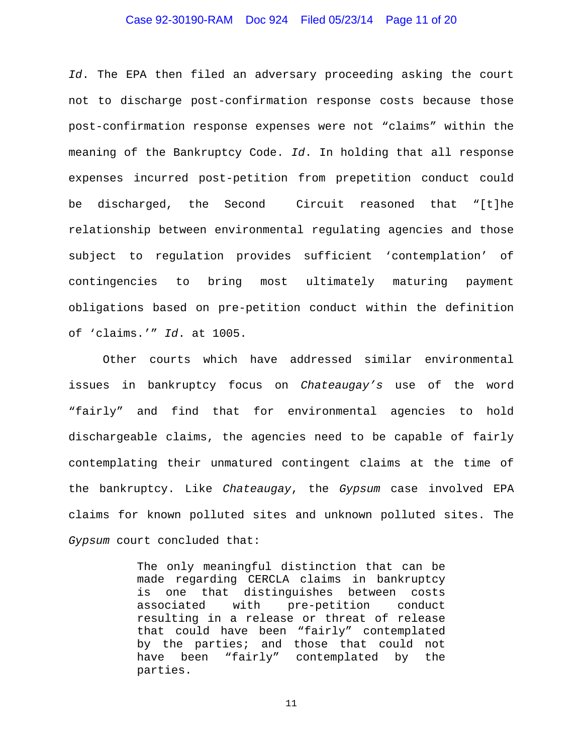*Id*. The EPA then filed an adversary proceeding asking the court not to discharge post-confirmation response costs because those post-confirmation response expenses were not "claims" within the meaning of the Bankruptcy Code. *Id*. In holding that all response expenses incurred post-petition from prepetition conduct could be discharged, the Second Circuit reasoned that "[t]he relationship between environmental regulating agencies and those subject to regulation provides sufficient 'contemplation' of contingencies to bring most ultimately maturing payment obligations based on pre-petition conduct within the definition of 'claims.'" *Id*. at 1005.

Other courts which have addressed similar environmental issues in bankruptcy focus on *Chateaugay's* use of the word "fairly" and find that for environmental agencies to hold dischargeable claims, the agencies need to be capable of fairly contemplating their unmatured contingent claims at the time of the bankruptcy. Like *Chateaugay*, the *Gypsum* case involved EPA claims for known polluted sites and unknown polluted sites. The *Gypsum* court concluded that:

> The only meaningful distinction that can be made regarding CERCLA claims in bankruptcy is one that distinguishes between costs associated with pre-petition conduct resulting in a release or threat of release that could have been "fairly" contemplated by the parties; and those that could not have been "fairly" contemplated by the parties.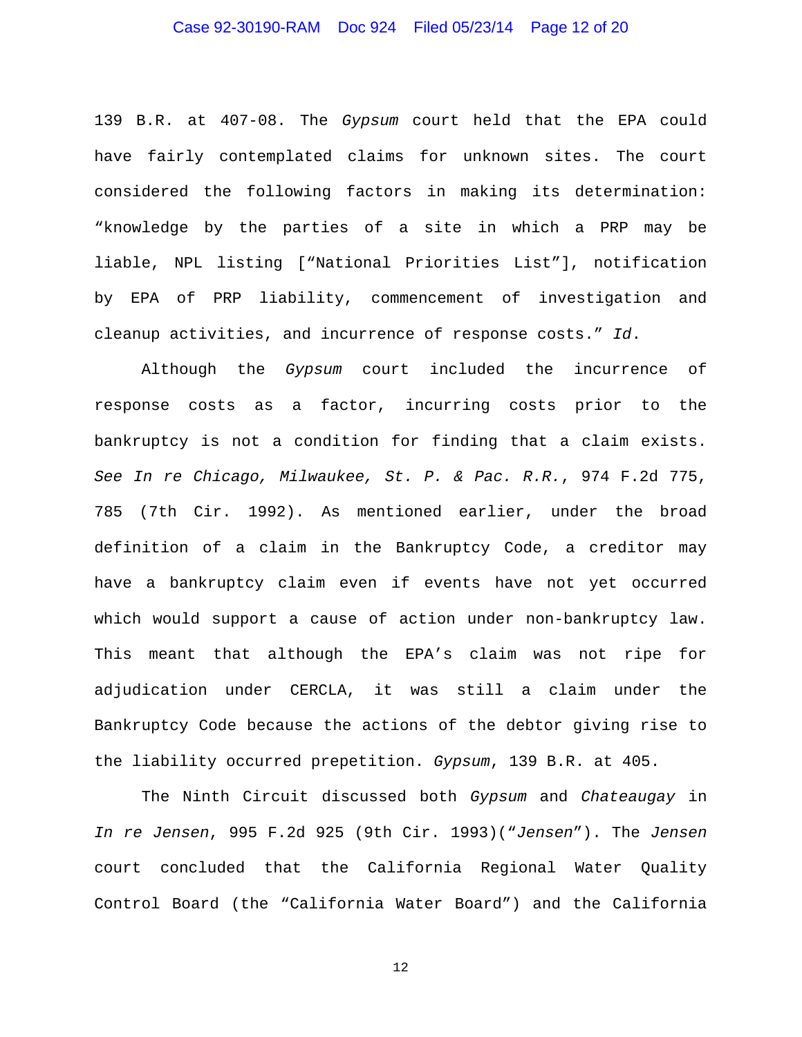139 B.R. at 407-08. The *Gypsum* court held that the EPA could have fairly contemplated claims for unknown sites. The court considered the following factors in making its determination: "knowledge by the parties of a site in which a PRP may be liable, NPL listing ["National Priorities List"], notification by EPA of PRP liability, commencement of investigation and cleanup activities, and incurrence of response costs." *Id*.

Although the *Gypsum* court included the incurrence of response costs as a factor, incurring costs prior to the bankruptcy is not a condition for finding that a claim exists. *See In re Chicago, Milwaukee, St. P. & Pac. R.R.*, 974 F.2d 775, 785 (7th Cir. 1992). As mentioned earlier, under the broad definition of a claim in the Bankruptcy Code, a creditor may have a bankruptcy claim even if events have not yet occurred which would support a cause of action under non-bankruptcy law. This meant that although the EPA's claim was not ripe for adjudication under CERCLA, it was still a claim under the Bankruptcy Code because the actions of the debtor giving rise to the liability occurred prepetition. *Gypsum*, 139 B.R. at 405.

The Ninth Circuit discussed both *Gypsum* and *Chateaugay* in *In re Jensen*, 995 F.2d 925 (9th Cir. 1993)("*Jensen*"). The *Jensen* court concluded that the California Regional Water Quality Control Board (the "California Water Board") and the California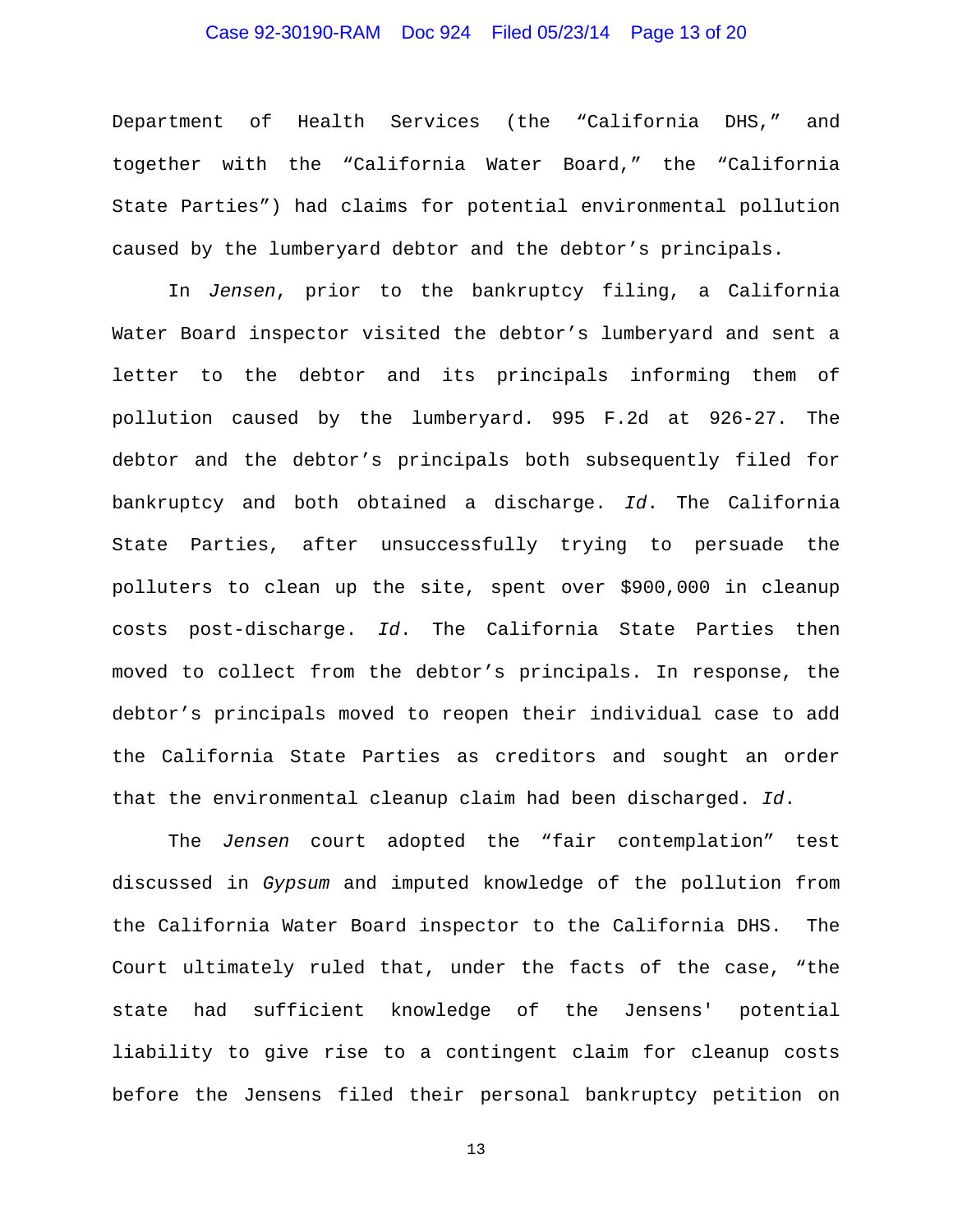Department of Health Services (the "California DHS," and together with the "California Water Board," the "California State Parties") had claims for potential environmental pollution caused by the lumberyard debtor and the debtor's principals.

In *Jensen*, prior to the bankruptcy filing, a California Water Board inspector visited the debtor's lumberyard and sent a letter to the debtor and its principals informing them of pollution caused by the lumberyard. 995 F.2d at 926-27. The debtor and the debtor's principals both subsequently filed for bankruptcy and both obtained a discharge. *Id*. The California State Parties, after unsuccessfully trying to persuade the polluters to clean up the site, spent over $900,000 in cleanup costs post-discharge. *Id*. The California State Parties then moved to collect from the debtor's principals. In response, the debtor's principals moved to reopen their individual case to add the California State Parties as creditors and sought an order that the environmental cleanup claim had been discharged. *Id*.

The *Jensen* court adopted the "fair contemplation" test discussed in *Gypsum* and imputed knowledge of the pollution from the California Water Board inspector to the California DHS. The Court ultimately ruled that, under the facts of the case, "the state had sufficient knowledge of the Jensens' potential liability to give rise to a contingent claim for cleanup costs before the Jensens filed their personal bankruptcy petition on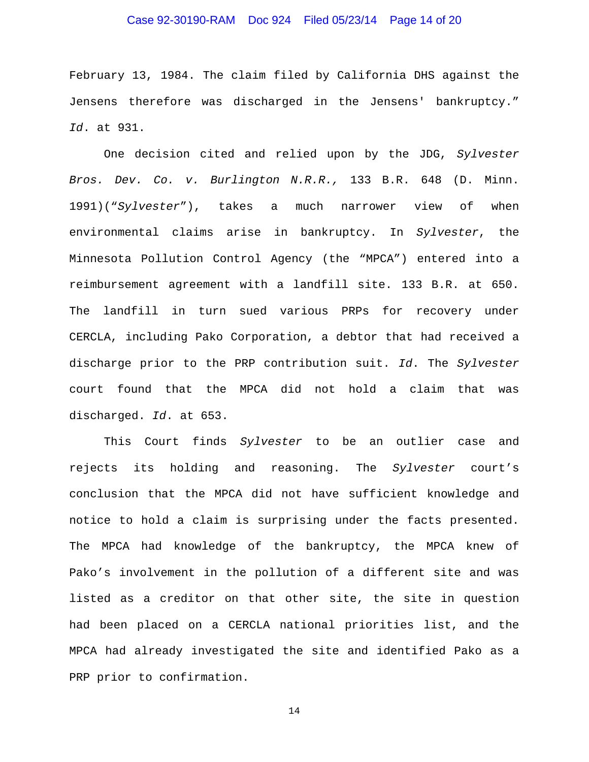February 13, 1984. The claim filed by California DHS against the Jensens therefore was discharged in the Jensens' bankruptcy." *Id*. at 931.

One decision cited and relied upon by the JDG, *Sylvester Bros. Dev. Co. v. Burlington N.R.R.,* 133 B.R. 648 (D. Minn. 1991)(*"Sylvester*"), takes a much narrower view of when environmental claims arise in bankruptcy. In *Sylvester*, the Minnesota Pollution Control Agency (the "MPCA") entered into a reimbursement agreement with a landfill site. 133 B.R. at 650. The landfill in turn sued various PRPs for recovery under CERCLA, including Pako Corporation, a debtor that had received a discharge prior to the PRP contribution suit. *Id*. The *Sylvester* court found that the MPCA did not hold a claim that was discharged. *Id*. at 653.

This Court finds *Sylvester* to be an outlier case and rejects its holding and reasoning. The *Sylvester* court's conclusion that the MPCA did not have sufficient knowledge and notice to hold a claim is surprising under the facts presented. The MPCA had knowledge of the bankruptcy, the MPCA knew of Pako's involvement in the pollution of a different site and was listed as a creditor on that other site, the site in question had been placed on a CERCLA national priorities list, and the MPCA had already investigated the site and identified Pako as a PRP prior to confirmation.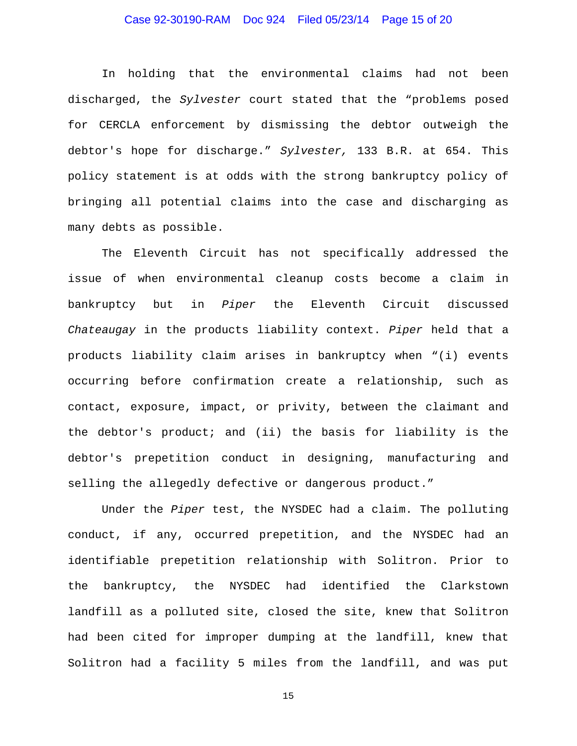In holding that the environmental claims had not been discharged, the *Sylvester* court stated that the "problems posed for CERCLA enforcement by dismissing the debtor outweigh the debtor's hope for discharge." *Sylvester,* 133 B.R. at 654. This policy statement is at odds with the strong bankruptcy policy of bringing all potential claims into the case and discharging as many debts as possible.

The Eleventh Circuit has not specifically addressed the issue of when environmental cleanup costs become a claim in bankruptcy but in *Piper* the Eleventh Circuit discussed *Chateaugay* in the products liability context. *Piper* held that a products liability claim arises in bankruptcy when "(i) events occurring before confirmation create a relationship, such as contact, exposure, impact, or privity, between the claimant and the debtor's product; and (ii) the basis for liability is the debtor's prepetition conduct in designing, manufacturing and selling the allegedly defective or dangerous product."

Under the *Piper* test, the NYSDEC had a claim. The polluting conduct, if any, occurred prepetition, and the NYSDEC had an identifiable prepetition relationship with Solitron. Prior to the bankruptcy, the NYSDEC had identified the Clarkstown landfill as a polluted site, closed the site, knew that Solitron had been cited for improper dumping at the landfill, knew that Solitron had a facility 5 miles from the landfill, and was put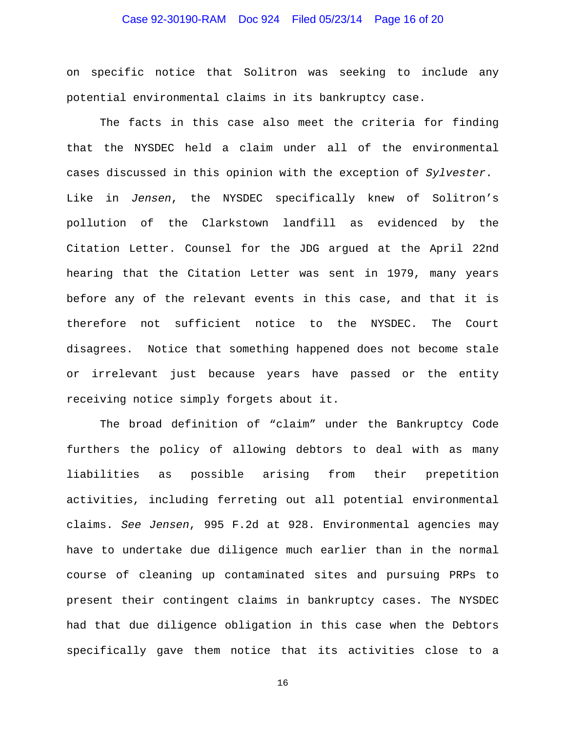on specific notice that Solitron was seeking to include any potential environmental claims in its bankruptcy case.

The facts in this case also meet the criteria for finding that the NYSDEC held a claim under all of the environmental cases discussed in this opinion with the exception of *Sylvester*. Like in *Jensen*, the NYSDEC specifically knew of Solitron's pollution of the Clarkstown landfill as evidenced by the Citation Letter. Counsel for the JDG argued at the April 22nd hearing that the Citation Letter was sent in 1979, many years before any of the relevant events in this case, and that it is therefore not sufficient notice to the NYSDEC. The Court disagrees. Notice that something happened does not become stale or irrelevant just because years have passed or the entity receiving notice simply forgets about it.

The broad definition of "claim" under the Bankruptcy Code furthers the policy of allowing debtors to deal with as many liabilities as possible arising from their prepetition activities, including ferreting out all potential environmental claims. *See Jensen*, 995 F.2d at 928. Environmental agencies may have to undertake due diligence much earlier than in the normal course of cleaning up contaminated sites and pursuing PRPs to present their contingent claims in bankruptcy cases. The NYSDEC had that due diligence obligation in this case when the Debtors specifically gave them notice that its activities close to a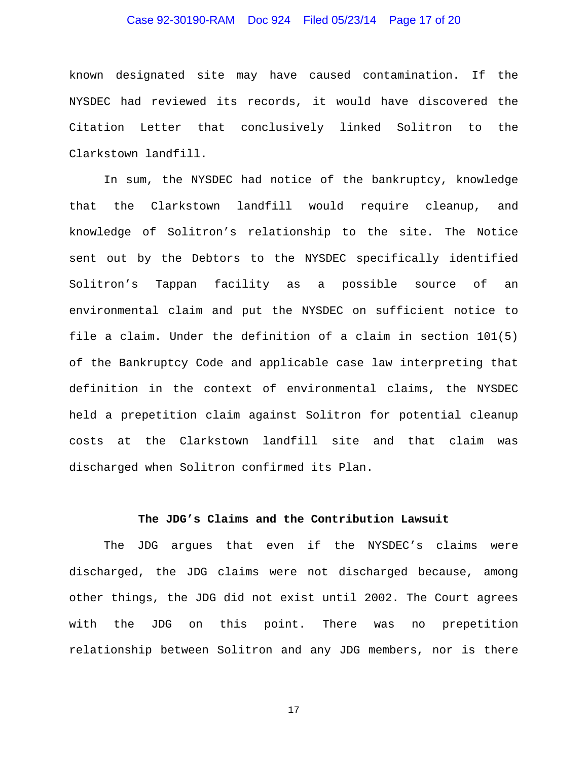known designated site may have caused contamination. If the NYSDEC had reviewed its records, it would have discovered the Citation Letter that conclusively linked Solitron to the Clarkstown landfill.

In sum, the NYSDEC had notice of the bankruptcy, knowledge that the Clarkstown landfill would require cleanup, and knowledge of Solitron's relationship to the site. The Notice sent out by the Debtors to the NYSDEC specifically identified Solitron's Tappan facility as a possible source of an environmental claim and put the NYSDEC on sufficient notice to file a claim. Under the definition of a claim in section 101(5) of the Bankruptcy Code and applicable case law interpreting that definition in the context of environmental claims, the NYSDEC held a prepetition claim against Solitron for potential cleanup costs at the Clarkstown landfill site and that claim was discharged when Solitron confirmed its Plan.

**The JDG's Claims and the Contribution Lawsuit**

The JDG argues that even if the NYSDEC's claims were discharged, the JDG claims were not discharged because, among other things, the JDG did not exist until 2002. The Court agrees with the JDG on this point. There was no prepetition relationship between Solitron and any JDG members, nor is there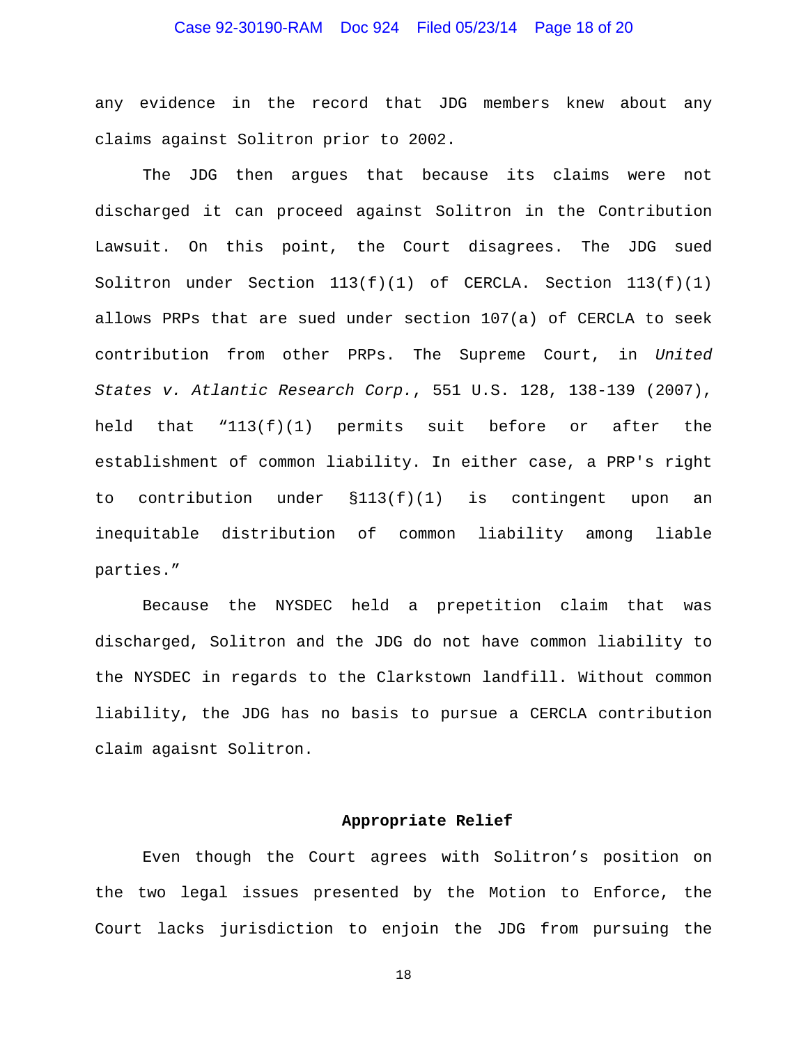any evidence in the record that JDG members knew about any claims against Solitron prior to 2002.

The JDG then argues that because its claims were not discharged it can proceed against Solitron in the Contribution Lawsuit. On this point, the Court disagrees. The JDG sued Solitron under Section 113(f)(1) of CERCLA. Section 113(f)(1) allows PRPs that are sued under section 107(a) of CERCLA to seek contribution from other PRPs. The Supreme Court, in *United States v. Atlantic Research Corp.*, 551 U.S. 128, 138-139 (2007), held that "113(f)(1) permits suit before or after the establishment of common liability. In either case, a PRP's right to contribution under §113(f)(1) is contingent upon an inequitable distribution of common liability among liable parties."

Because the NYSDEC held a prepetition claim that was discharged, Solitron and the JDG do not have common liability to the NYSDEC in regards to the Clarkstown landfill. Without common liability, the JDG has no basis to pursue a CERCLA contribution claim agaisnt Solitron.

**Appropriate Relief**

Even though the Court agrees with Solitron's position on the two legal issues presented by the Motion to Enforce, the Court lacks jurisdiction to enjoin the JDG from pursuing the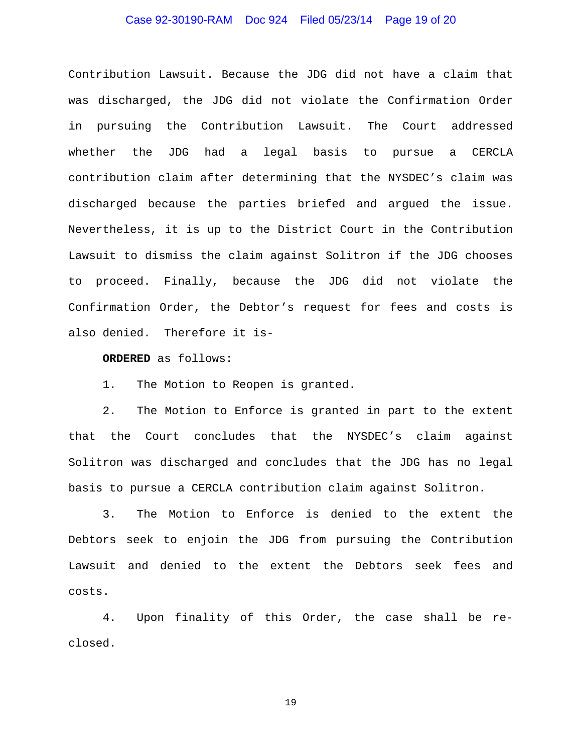Contribution Lawsuit. Because the JDG did not have a claim that was discharged, the JDG did not violate the Confirmation Order in pursuing the Contribution Lawsuit. The Court addressed whether the JDG had a legal basis to pursue a CERCLA contribution claim after determining that the NYSDEC's claim was discharged because the parties briefed and argued the issue. Nevertheless, it is up to the District Court in the Contribution Lawsuit to dismiss the claim against Solitron if the JDG chooses to proceed. Finally, because the JDG did not violate the Confirmation Order, the Debtor's request for fees and costs is also denied. Therefore it is-

**ORDERED** as follows:

1. The Motion to Reopen is granted.

2. The Motion to Enforce is granted in part to the extent that the Court concludes that the NYSDEC's claim against Solitron was discharged and concludes that the JDG has no legal basis to pursue a CERCLA contribution claim against Solitron.

3. The Motion to Enforce is denied to the extent the Debtors seek to enjoin the JDG from pursuing the Contribution Lawsuit and denied to the extent the Debtors seek fees and costs.

4. Upon finality of this Order, the case shall be re-closed.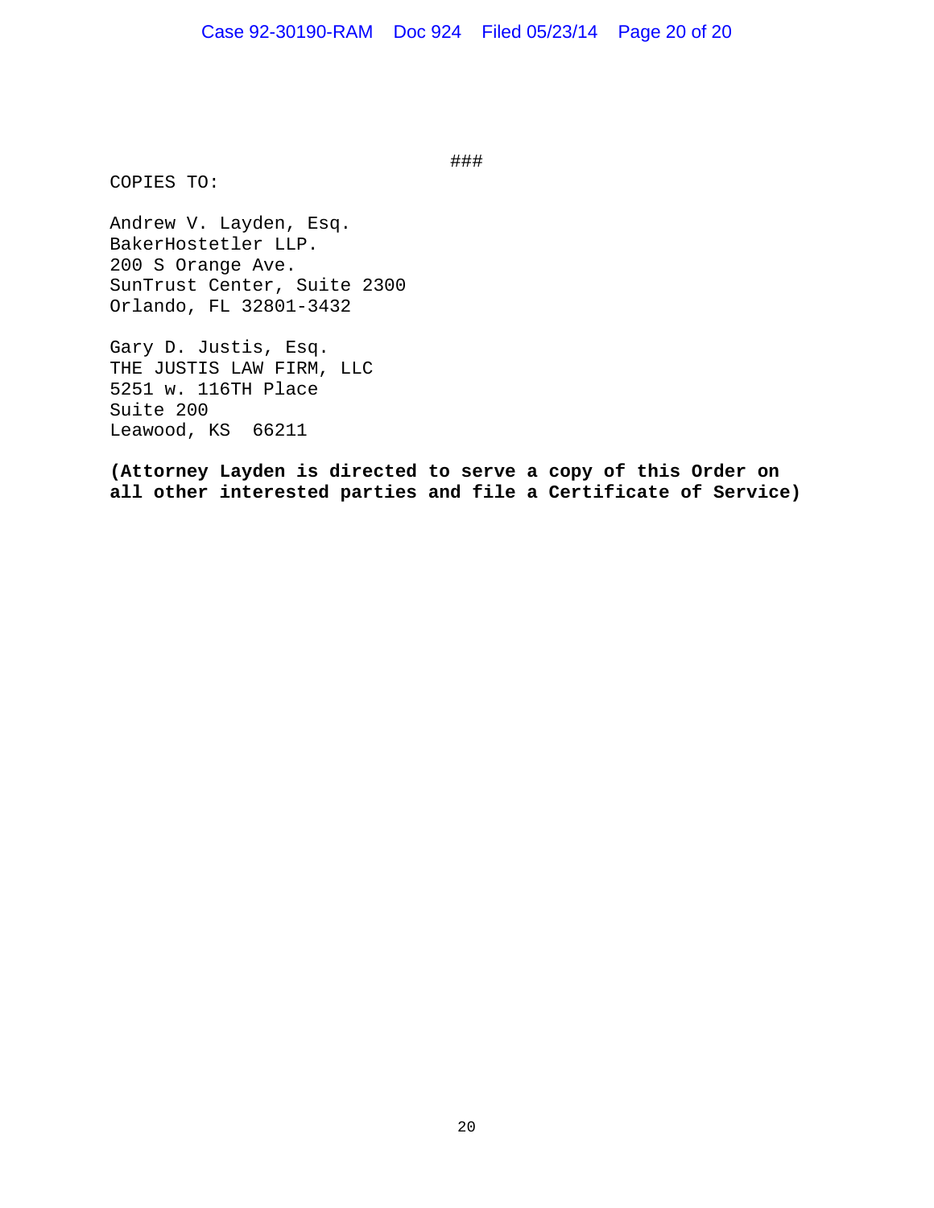###

COPIES TO:

Andrew V. Layden, Esq.
BakerHostetler LLP.
200 S Orange Ave.
SunTrust Center, Suite 2300
Orlando, FL 32801-3432

Gary D. Justis, Esq.
THE JUSTIS LAW FIRM, LLC
5251 w. 116TH Place
Suite 200
Leawood, KS 66211

**(Attorney Layden is directed to serve a copy of this Order on all other interested parties and file a Certificate of Service)**